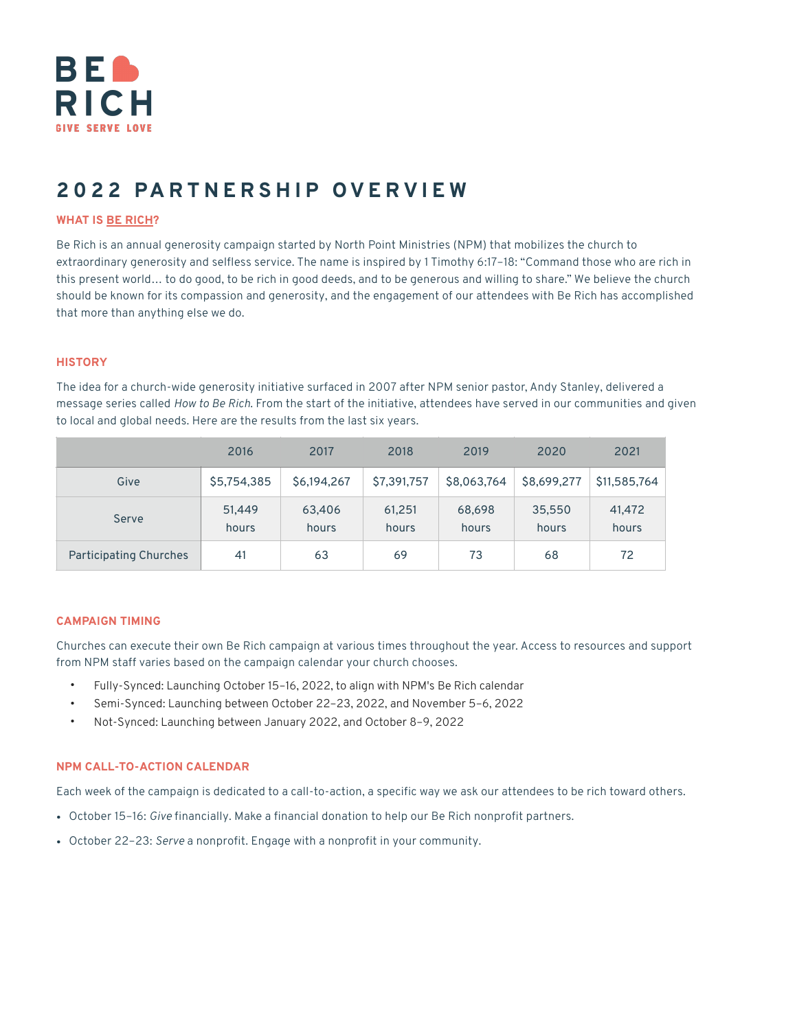BE RICH
GIVE SERVE LOVE

# 2022 PARTNERSHIP OVERVIEW

## WHAT IS BE RICH?

Be Rich is an annual generosity campaign started by North Point Ministries (NPM) that mobilizes the church to extraordinary generosity and selfless service. The name is inspired by 1 Timothy 6:17–18: "Command those who are rich in this present world… to do good, to be rich in good deeds, and to be generous and willing to share." We believe the church should be known for its compassion and generosity, and the engagement of our attendees with Be Rich has accomplished that more than anything else we do.

## HISTORY

The idea for a church-wide generosity initiative surfaced in 2007 after NPM senior pastor, Andy Stanley, delivered a message series called *How to Be Rich*. From the start of the initiative, attendees have served in our communities and given to local and global needs. Here are the results from the last six years.

| | 2016 | 2017 | 2018 | 2019 | 2020 | 2021 |
|---|---|---|---|---|---|---|
| Give | $5,754,385 | $6,194,267 | $7,391,757 | $8,063,764 | $8,699,277 | $11,585,764 |
| Serve | 51,449 hours | 63,406 hours | 61,251 hours | 68,698 hours | 35,550 hours | 41,472 hours |
| Participating Churches | 41 | 63 | 69 | 73 | 68 | 72 |

## CAMPAIGN TIMING

Churches can execute their own Be Rich campaign at various times throughout the year. Access to resources and support from NPM staff varies based on the campaign calendar your church chooses.

- Fully-Synced: Launching October 15–16, 2022, to align with NPM's Be Rich calendar
- Semi-Synced: Launching between October 22–23, 2022, and November 5–6, 2022
- Not-Synced: Launching between January 2022, and October 8–9, 2022

## NPM CALL-TO-ACTION CALENDAR

Each week of the campaign is dedicated to a call-to-action, a specific way we ask our attendees to be rich toward others.

- October 15–16: *Give* financially. Make a financial donation to help our Be Rich nonprofit partners.
- October 22–23: *Serve* a nonprofit. Engage with a nonprofit in your community.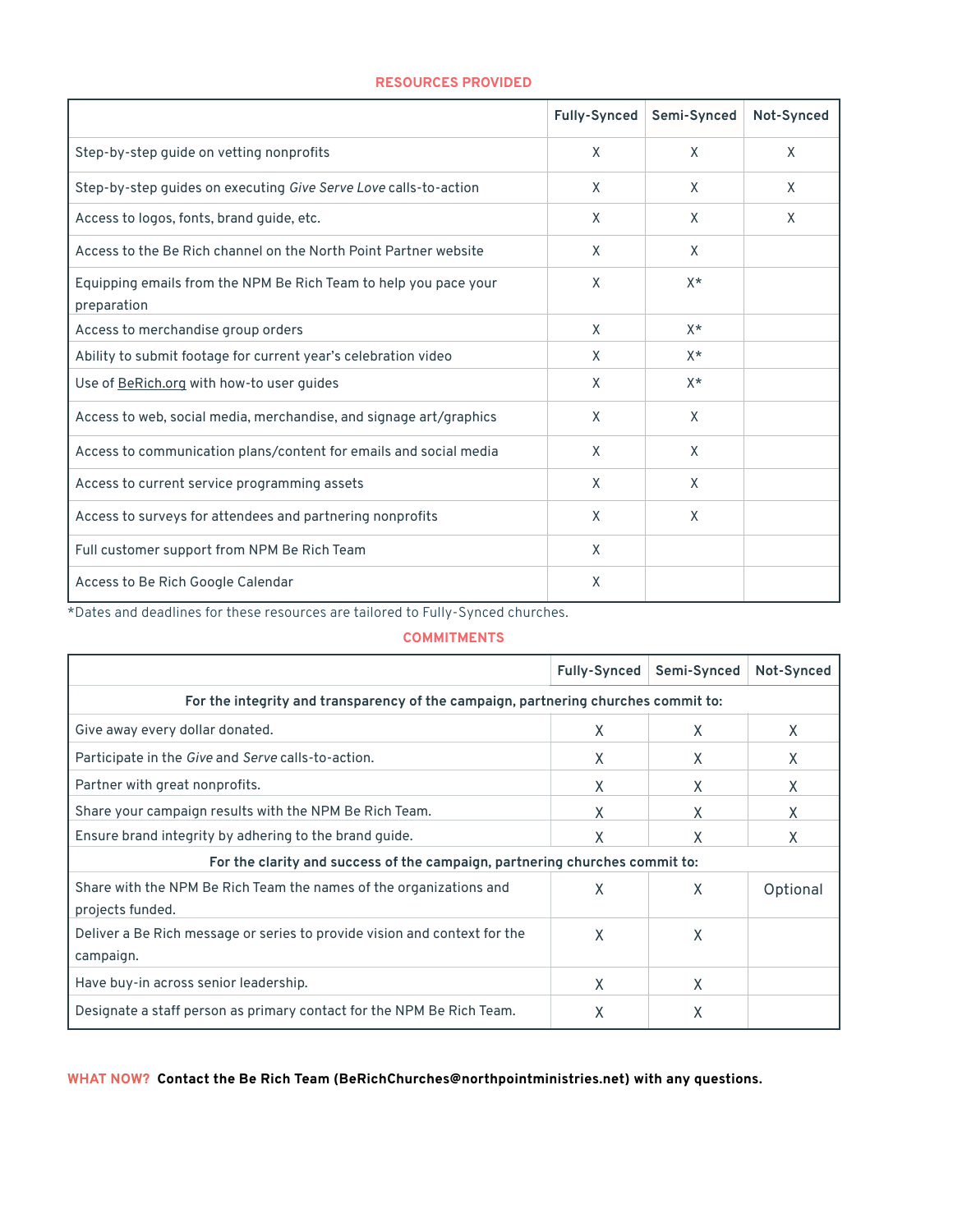## RESOURCES PROVIDED

| | Fully-Synced | Semi-Synced | Not-Synced |
|---|---|---|---|
| Step-by-step guide on vetting nonprofits | X | X | X |
| Step-by-step guides on executing *Give Serve Love* calls-to-action | X | X | X |
| Access to logos, fonts, brand guide, etc. | X | X | X |
| Access to the Be Rich channel on the North Point Partner website | X | X | |
| Equipping emails from the NPM Be Rich Team to help you pace your preparation | X | X* | |
| Access to merchandise group orders | X | X* | |
| Ability to submit footage for current year's celebration video | X | X* | |
| Use of BeRich.org with how-to user guides | X | X* | |
| Access to web, social media, merchandise, and signage art/graphics | X | X | |
| Access to communication plans/content for emails and social media | X | X | |
| Access to current service programming assets | X | X | |
| Access to surveys for attendees and partnering nonprofits | X | X | |
| Full customer support from NPM Be Rich Team | X | | |
| Access to Be Rich Google Calendar | X | | |

*Dates and deadlines for these resources are tailored to Fully-Synced churches.

## COMMITMENTS

| | Fully-Synced | Semi-Synced | Not-Synced |
|---|---|---|---|
| **For the integrity and transparency of the campaign, partnering churches commit to:** | | | |
| Give away every dollar donated. | X | X | X |
| Participate in the *Give* and *Serve* calls-to-action. | X | X | X |
| Partner with great nonprofits. | X | X | X |
| Share your campaign results with the NPM Be Rich Team. | X | X | X |
| Ensure brand integrity by adhering to the brand guide. | X | X | X |
| **For the clarity and success of the campaign, partnering churches commit to:** | | | |
| Share with the NPM Be Rich Team the names of the organizations and projects funded. | X | X | Optional |
| Deliver a Be Rich message or series to provide vision and context for the campaign. | X | X | |
| Have buy-in across senior leadership. | X | X | |
| Designate a staff person as primary contact for the NPM Be Rich Team. | X | X | |

**WHAT NOW? Contact the Be Rich Team (BeRichChurches@northpointministries.net) with any questions.**